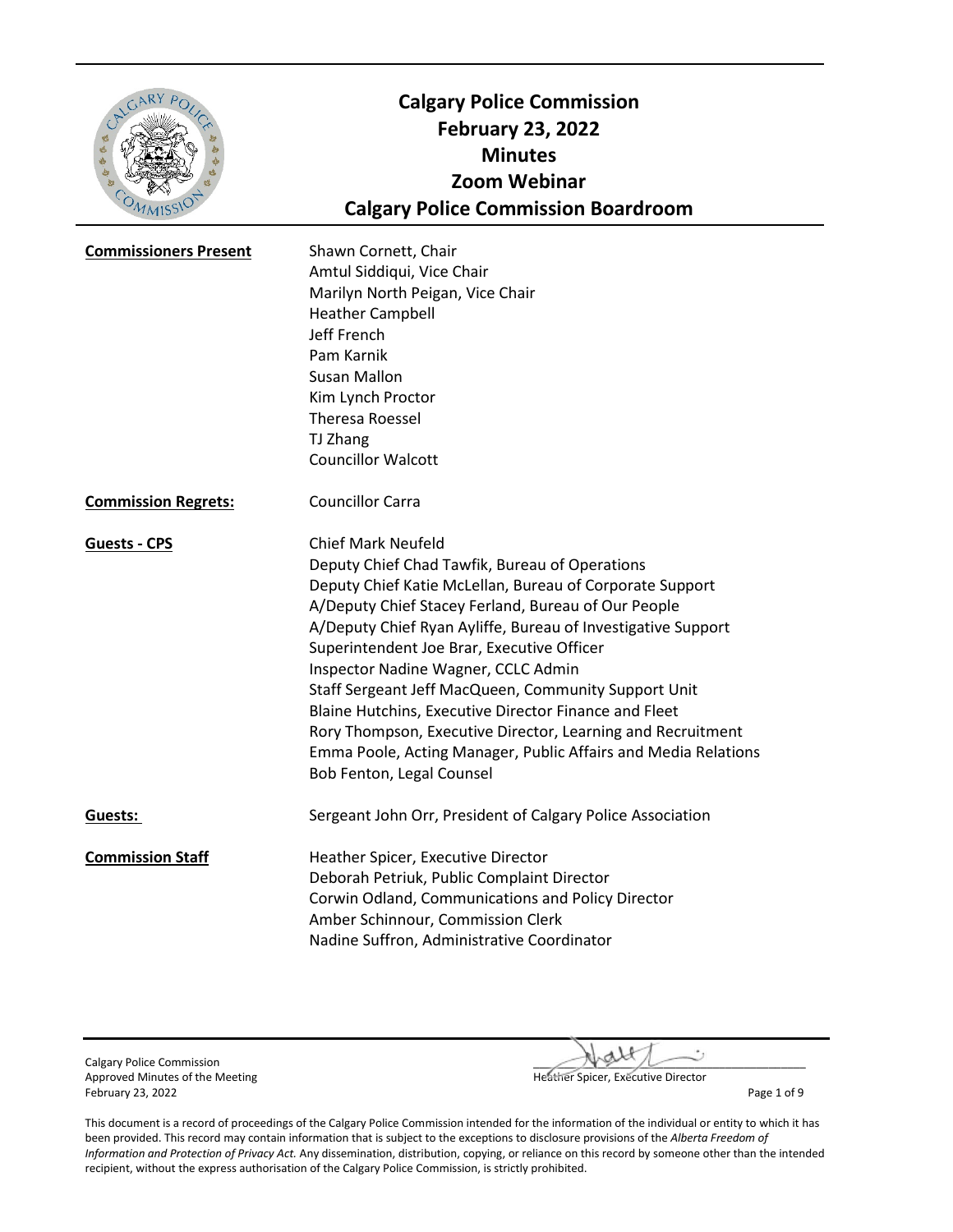# Calgary Police Commission
## February 23, 2022
## Minutes
## Zoom Webinar
## Calgary Police Commission Boardroom

**Commissioners Present**

Shawn Cornett, Chair
Amtul Siddiqui, Vice Chair
Marilyn North Peigan, Vice Chair
Heather Campbell
Jeff French
Pam Karnik
Susan Mallon
Kim Lynch Proctor
Theresa Roessel
TJ Zhang
Councillor Walcott

**Commission Regrets:**

Councillor Carra

**Guests - CPS**

Chief Mark Neufeld
Deputy Chief Chad Tawfik, Bureau of Operations
Deputy Chief Katie McLellan, Bureau of Corporate Support
A/Deputy Chief Stacey Ferland, Bureau of Our People
A/Deputy Chief Ryan Ayliffe, Bureau of Investigative Support
Superintendent Joe Brar, Executive Officer
Inspector Nadine Wagner, CCLC Admin
Staff Sergeant Jeff MacQueen, Community Support Unit
Blaine Hutchins, Executive Director Finance and Fleet
Rory Thompson, Executive Director, Learning and Recruitment
Emma Poole, Acting Manager, Public Affairs and Media Relations
Bob Fenton, Legal Counsel

**Guests:**

Sergeant John Orr, President of Calgary Police Association

**Commission Staff**

Heather Spicer, Executive Director
Deborah Petriuk, Public Complaint Director
Corwin Odland, Communications and Policy Director
Amber Schinnour, Commission Clerk
Nadine Suffron, Administrative Coordinator

Calgary Police Commission
Approved Minutes of the Meeting
February 23, 2022

Heather Spicer, Executive Director

This document is a record of proceedings of the Calgary Police Commission intended for the information of the individual or entity to which it has been provided. This record may contain information that is subject to the exceptions to disclosure provisions of the *Alberta Freedom of Information and Protection of Privacy Act.* Any dissemination, distribution, copying, or reliance on this record by someone other than the intended recipient, without the express authorisation of the Calgary Police Commission, is strictly prohibited.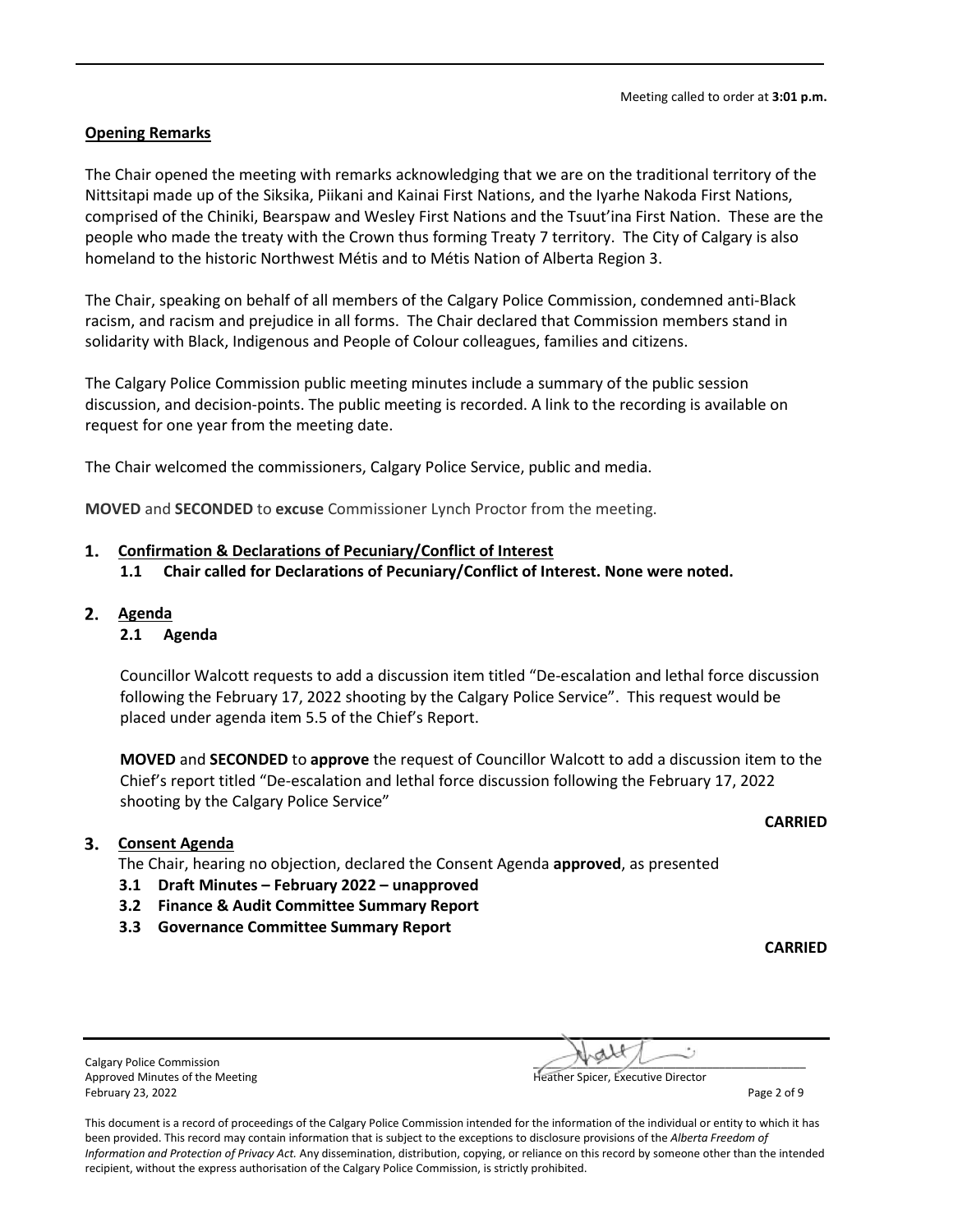Meeting called to order at **3:01 p.m.**

**Opening Remarks**

The Chair opened the meeting with remarks acknowledging that we are on the traditional territory of the Nittsitapi made up of the Siksika, Piikani and Kainai First Nations, and the Iyarhe Nakoda First Nations, comprised of the Chiniki, Bearspaw and Wesley First Nations and the Tsuut'ina First Nation. These are the people who made the treaty with the Crown thus forming Treaty 7 territory. The City of Calgary is also homeland to the historic Northwest Métis and to Métis Nation of Alberta Region 3.

The Chair, speaking on behalf of all members of the Calgary Police Commission, condemned anti-Black racism, and racism and prejudice in all forms. The Chair declared that Commission members stand in solidarity with Black, Indigenous and People of Colour colleagues, families and citizens.

The Calgary Police Commission public meeting minutes include a summary of the public session discussion, and decision-points. The public meeting is recorded. A link to the recording is available on request for one year from the meeting date.

The Chair welcomed the commissioners, Calgary Police Service, public and media.

**MOVED** and **SECONDED** to **excuse** Commissioner Lynch Proctor from the meeting.

## 1. Confirmation & Declarations of Pecuniary/Conflict of Interest

### 1.1 Chair called for Declarations of Pecuniary/Conflict of Interest. None were noted.

## 2. Agenda

### 2.1 Agenda

Councillor Walcott requests to add a discussion item titled "De-escalation and lethal force discussion following the February 17, 2022 shooting by the Calgary Police Service". This request would be placed under agenda item 5.5 of the Chief's Report.

**MOVED** and **SECONDED** to **approve** the request of Councillor Walcott to add a discussion item to the Chief's report titled "De-escalation and lethal force discussion following the February 17, 2022 shooting by the Calgary Police Service"

**CARRIED**

## 3. Consent Agenda

The Chair, hearing no objection, declared the Consent Agenda **approved**, as presented

- **3.1 Draft Minutes – February 2022 – unapproved**
- **3.2 Finance & Audit Committee Summary Report**
- **3.3 Governance Committee Summary Report**

**CARRIED**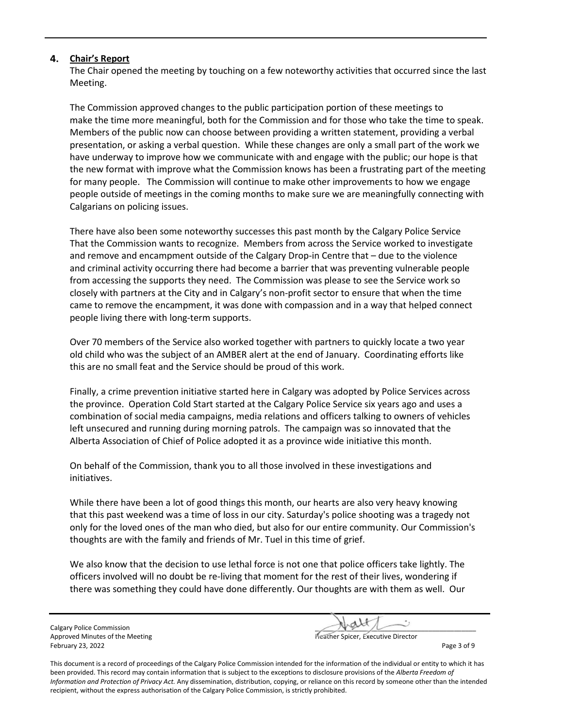## 4. Chair's Report

The Chair opened the meeting by touching on a few noteworthy activities that occurred since the last Meeting.

The Commission approved changes to the public participation portion of these meetings to make the time more meaningful, both for the Commission and for those who take the time to speak. Members of the public now can choose between providing a written statement, providing a verbal presentation, or asking a verbal question. While these changes are only a small part of the work we have underway to improve how we communicate with and engage with the public; our hope is that the new format with improve what the Commission knows has been a frustrating part of the meeting for many people. The Commission will continue to make other improvements to how we engage people outside of meetings in the coming months to make sure we are meaningfully connecting with Calgarians on policing issues.

There have also been some noteworthy successes this past month by the Calgary Police Service That the Commission wants to recognize. Members from across the Service worked to investigate and remove and encampment outside of the Calgary Drop-in Centre that – due to the violence and criminal activity occurring there had become a barrier that was preventing vulnerable people from accessing the supports they need. The Commission was please to see the Service work so closely with partners at the City and in Calgary's non-profit sector to ensure that when the time came to remove the encampment, it was done with compassion and in a way that helped connect people living there with long-term supports.

Over 70 members of the Service also worked together with partners to quickly locate a two year old child who was the subject of an AMBER alert at the end of January. Coordinating efforts like this are no small feat and the Service should be proud of this work.

Finally, a crime prevention initiative started here in Calgary was adopted by Police Services across the province. Operation Cold Start started at the Calgary Police Service six years ago and uses a combination of social media campaigns, media relations and officers talking to owners of vehicles left unsecured and running during morning patrols. The campaign was so innovated that the Alberta Association of Chief of Police adopted it as a province wide initiative this month.

On behalf of the Commission, thank you to all those involved in these investigations and initiatives.

While there have been a lot of good things this month, our hearts are also very heavy knowing that this past weekend was a time of loss in our city. Saturday's police shooting was a tragedy not only for the loved ones of the man who died, but also for our entire community. Our Commission's thoughts are with the family and friends of Mr. Tuel in this time of grief.

We also know that the decision to use lethal force is not one that police officers take lightly. The officers involved will no doubt be re-living that moment for the rest of their lives, wondering if there was something they could have done differently. Our thoughts are with them as well. Our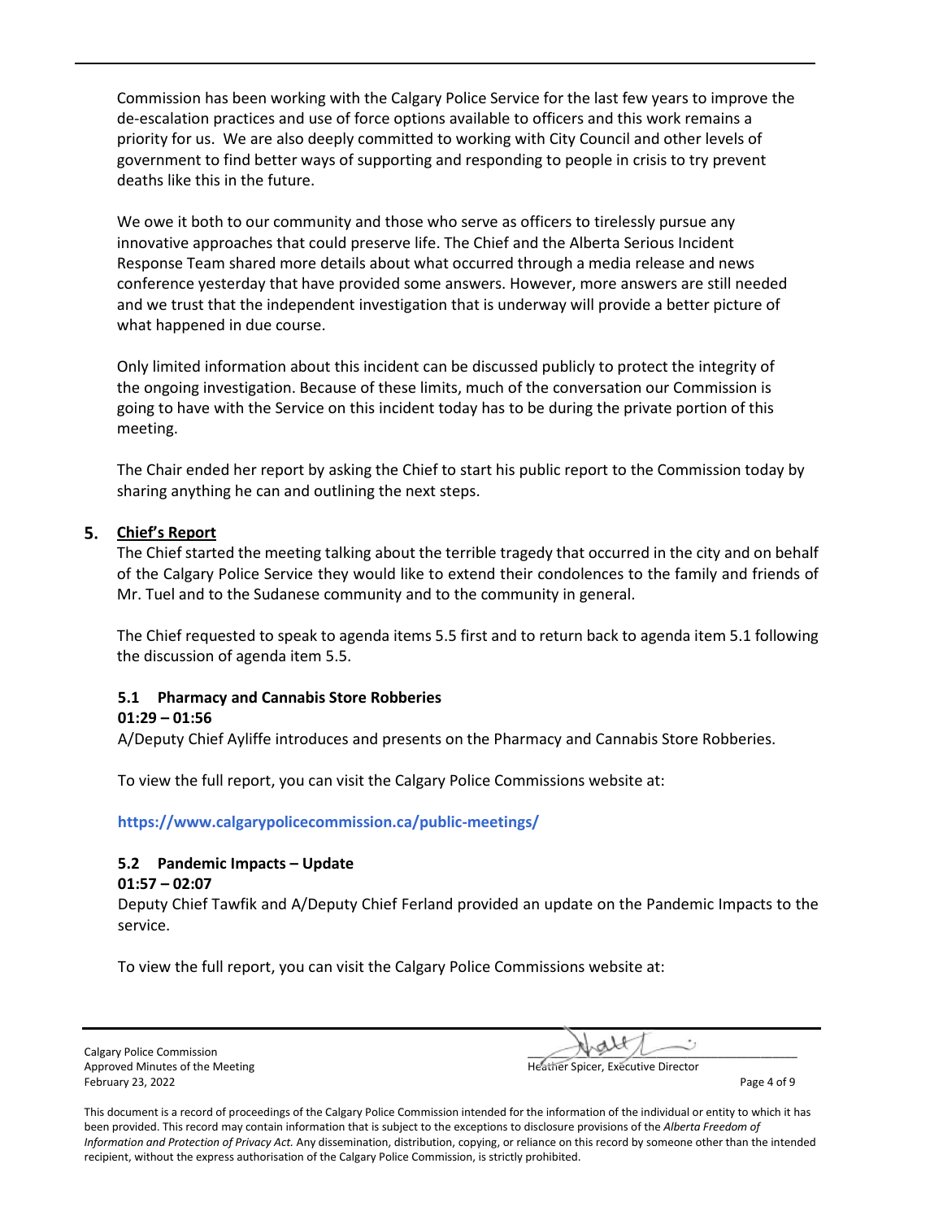Commission has been working with the Calgary Police Service for the last few years to improve the de-escalation practices and use of force options available to officers and this work remains a priority for us. We are also deeply committed to working with City Council and other levels of government to find better ways of supporting and responding to people in crisis to try prevent deaths like this in the future.

We owe it both to our community and those who serve as officers to tirelessly pursue any innovative approaches that could preserve life. The Chief and the Alberta Serious Incident Response Team shared more details about what occurred through a media release and news conference yesterday that have provided some answers. However, more answers are still needed and we trust that the independent investigation that is underway will provide a better picture of what happened in due course.

Only limited information about this incident can be discussed publicly to protect the integrity of the ongoing investigation. Because of these limits, much of the conversation our Commission is going to have with the Service on this incident today has to be during the private portion of this meeting.

The Chair ended her report by asking the Chief to start his public report to the Commission today by sharing anything he can and outlining the next steps.

## 5. Chief's Report

The Chief started the meeting talking about the terrible tragedy that occurred in the city and on behalf of the Calgary Police Service they would like to extend their condolences to the family and friends of Mr. Tuel and to the Sudanese community and to the community in general.

The Chief requested to speak to agenda items 5.5 first and to return back to agenda item 5.1 following the discussion of agenda item 5.5.

### 5.1 Pharmacy and Cannabis Store Robberies

**01:29 – 01:56**

A/Deputy Chief Ayliffe introduces and presents on the Pharmacy and Cannabis Store Robberies.

To view the full report, you can visit the Calgary Police Commissions website at:

**https://www.calgarypolicecommission.ca/public-meetings/**

### 5.2 Pandemic Impacts – Update

**01:57 – 02:07**

Deputy Chief Tawfik and A/Deputy Chief Ferland provided an update on the Pandemic Impacts to the service.

To view the full report, you can visit the Calgary Police Commissions website at: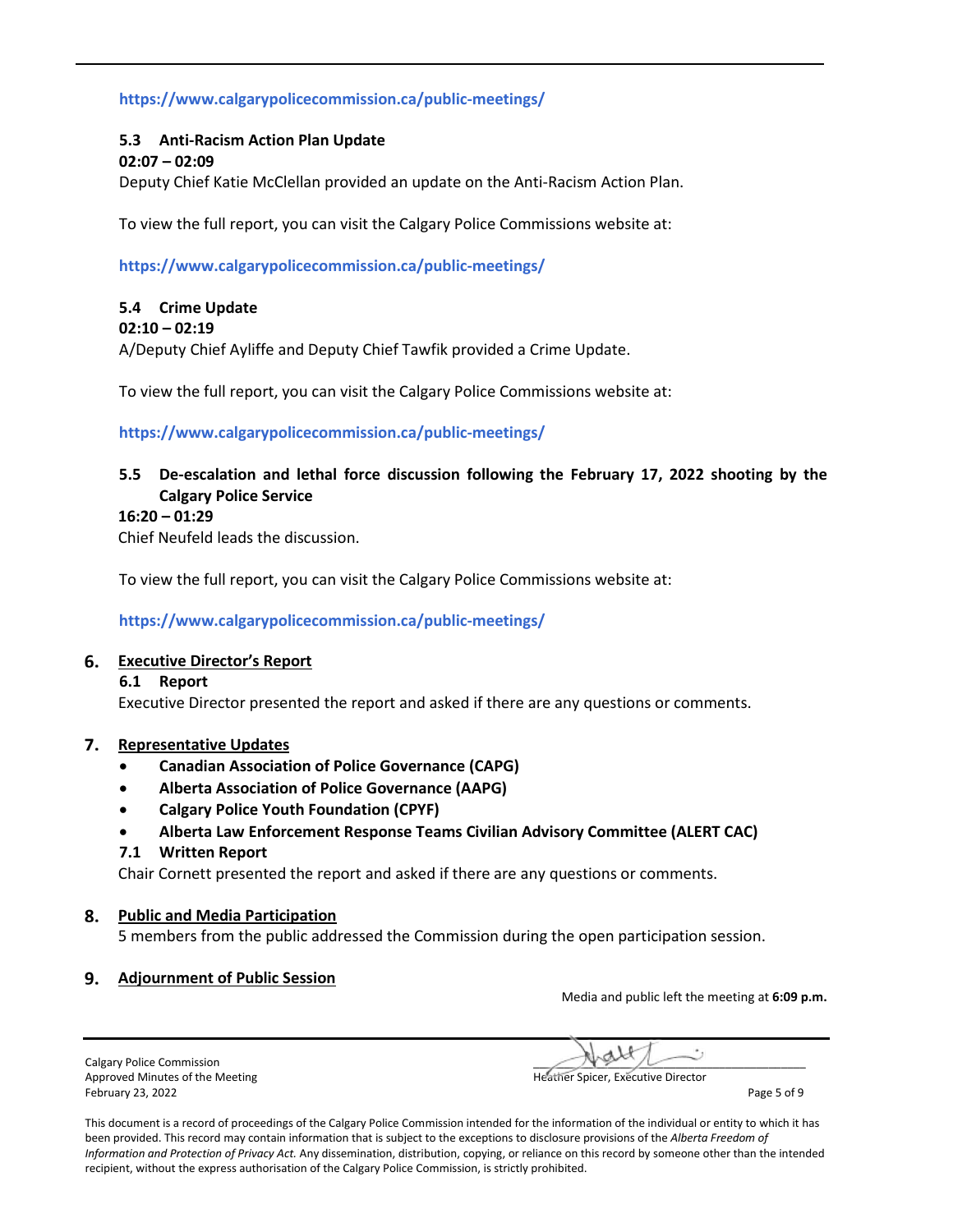https://www.calgarypolicecommission.ca/public-meetings/

### 5.3 Anti-Racism Action Plan Update

**02:07 – 02:09**

Deputy Chief Katie McClellan provided an update on the Anti-Racism Action Plan.

To view the full report, you can visit the Calgary Police Commissions website at:

https://www.calgarypolicecommission.ca/public-meetings/

### 5.4 Crime Update

**02:10 – 02:19**

A/Deputy Chief Ayliffe and Deputy Chief Tawfik provided a Crime Update.

To view the full report, you can visit the Calgary Police Commissions website at:

https://www.calgarypolicecommission.ca/public-meetings/

### 5.5 De-escalation and lethal force discussion following the February 17, 2022 shooting by the Calgary Police Service

**16:20 – 01:29**

Chief Neufeld leads the discussion.

To view the full report, you can visit the Calgary Police Commissions website at:

https://www.calgarypolicecommission.ca/public-meetings/

## 6. Executive Director's Report

### 6.1 Report

Executive Director presented the report and asked if there are any questions or comments.

## 7. Representative Updates

- **Canadian Association of Police Governance (CAPG)**
- **Alberta Association of Police Governance (AAPG)**
- **Calgary Police Youth Foundation (CPYF)**
- **Alberta Law Enforcement Response Teams Civilian Advisory Committee (ALERT CAC)**

### 7.1 Written Report

Chair Cornett presented the report and asked if there are any questions or comments.

## 8. Public and Media Participation

5 members from the public addressed the Commission during the open participation session.

## 9. Adjournment of Public Session

Media and public left the meeting at **6:09 p.m.**

Calgary Police Commission
Approved Minutes of the Meeting
February 23, 2022

Heather Spicer, Executive Director

This document is a record of proceedings of the Calgary Police Commission intended for the information of the individual or entity to which it has been provided. This record may contain information that is subject to the exceptions to disclosure provisions of the *Alberta Freedom of Information and Protection of Privacy Act.* Any dissemination, distribution, copying, or reliance on this record by someone other than the intended recipient, without the express authorisation of the Calgary Police Commission, is strictly prohibited.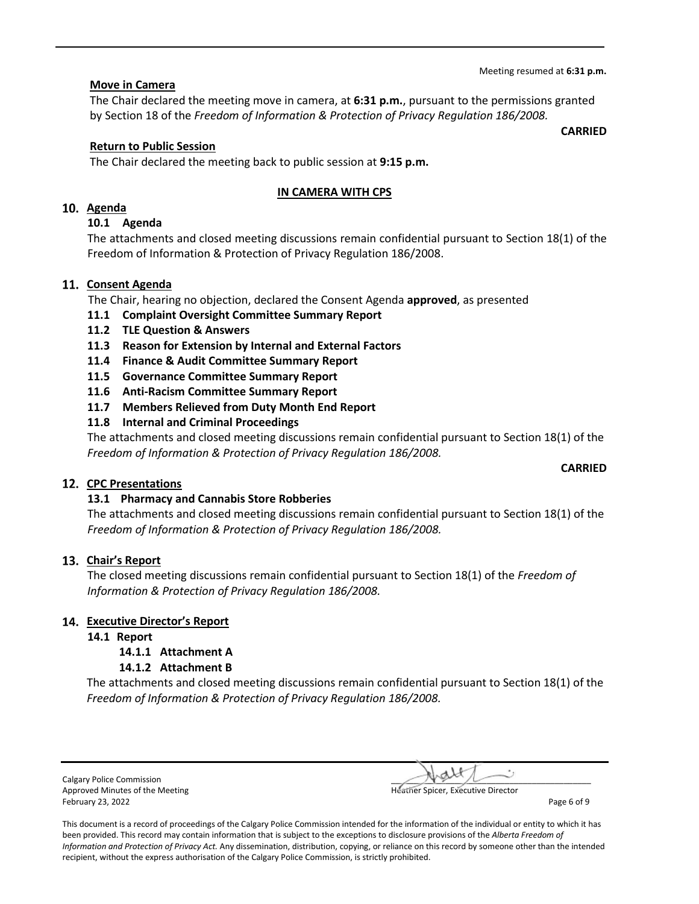Meeting resumed at **6:31 p.m.**

**Move in Camera**

The Chair declared the meeting move in camera, at **6:31 p.m.**, pursuant to the permissions granted by Section 18 of the *Freedom of Information & Protection of Privacy Regulation 186/2008.*

**CARRIED**

**Return to Public Session**

The Chair declared the meeting back to public session at **9:15 p.m.**

**IN CAMERA WITH CPS**

## 10. Agenda

### 10.1 Agenda

The attachments and closed meeting discussions remain confidential pursuant to Section 18(1) of the Freedom of Information & Protection of Privacy Regulation 186/2008.

## 11. Consent Agenda

The Chair, hearing no objection, declared the Consent Agenda **approved**, as presented

- **11.1 Complaint Oversight Committee Summary Report**
- **11.2 TLE Question & Answers**
- **11.3 Reason for Extension by Internal and External Factors**
- **11.4 Finance & Audit Committee Summary Report**
- **11.5 Governance Committee Summary Report**
- **11.6 Anti-Racism Committee Summary Report**
- **11.7 Members Relieved from Duty Month End Report**
- **11.8 Internal and Criminal Proceedings**

The attachments and closed meeting discussions remain confidential pursuant to Section 18(1) of the *Freedom of Information & Protection of Privacy Regulation 186/2008.*

**CARRIED**

## 12. CPC Presentations

### 13.1 Pharmacy and Cannabis Store Robberies

The attachments and closed meeting discussions remain confidential pursuant to Section 18(1) of the *Freedom of Information & Protection of Privacy Regulation 186/2008.*

## 13. Chair's Report

The closed meeting discussions remain confidential pursuant to Section 18(1) of the *Freedom of Information & Protection of Privacy Regulation 186/2008.*

## 14. Executive Director's Report

### 14.1 Report

- **14.1.1 Attachment A**
- **14.1.2 Attachment B**

The attachments and closed meeting discussions remain confidential pursuant to Section 18(1) of the *Freedom of Information & Protection of Privacy Regulation 186/2008.*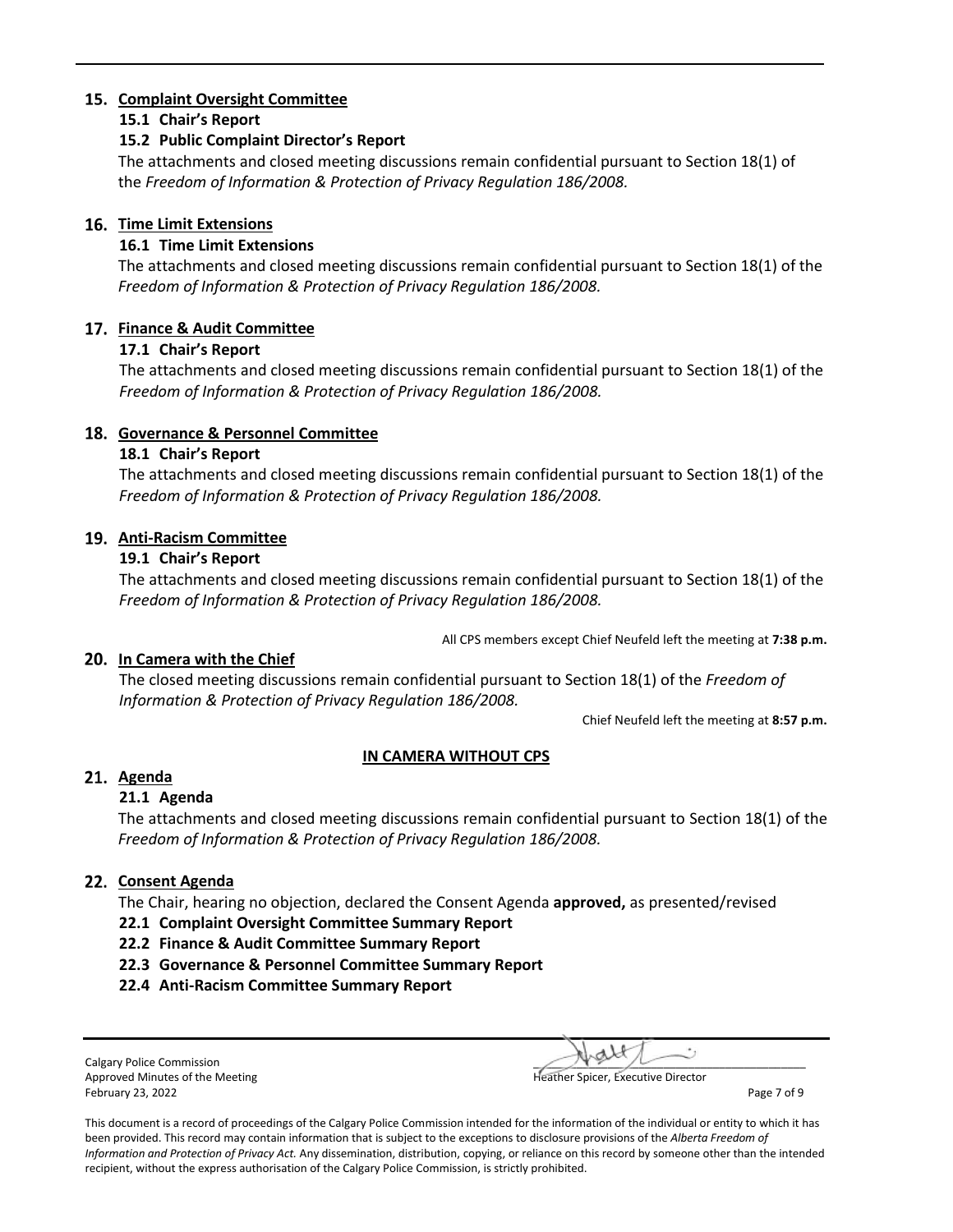## 15. Complaint Oversight Committee

### 15.1 Chair's Report

### 15.2 Public Complaint Director's Report

The attachments and closed meeting discussions remain confidential pursuant to Section 18(1) of the *Freedom of Information & Protection of Privacy Regulation 186/2008.*

## 16. Time Limit Extensions

### 16.1 Time Limit Extensions

The attachments and closed meeting discussions remain confidential pursuant to Section 18(1) of the *Freedom of Information & Protection of Privacy Regulation 186/2008.*

## 17. Finance & Audit Committee

### 17.1 Chair's Report

The attachments and closed meeting discussions remain confidential pursuant to Section 18(1) of the *Freedom of Information & Protection of Privacy Regulation 186/2008.*

## 18. Governance & Personnel Committee

### 18.1 Chair's Report

The attachments and closed meeting discussions remain confidential pursuant to Section 18(1) of the *Freedom of Information & Protection of Privacy Regulation 186/2008.*

## 19. Anti-Racism Committee

### 19.1 Chair's Report

The attachments and closed meeting discussions remain confidential pursuant to Section 18(1) of the *Freedom of Information & Protection of Privacy Regulation 186/2008.*

All CPS members except Chief Neufeld left the meeting at **7:38 p.m.**

## 20. In Camera with the Chief

The closed meeting discussions remain confidential pursuant to Section 18(1) of the *Freedom of Information & Protection of Privacy Regulation 186/2008.*

Chief Neufeld left the meeting at **8:57 p.m.**

**IN CAMERA WITHOUT CPS**

## 21. Agenda

### 21.1 Agenda

The attachments and closed meeting discussions remain confidential pursuant to Section 18(1) of the *Freedom of Information & Protection of Privacy Regulation 186/2008.*

## 22. Consent Agenda

The Chair, hearing no objection, declared the Consent Agenda **approved,** as presented/revised

- **22.1 Complaint Oversight Committee Summary Report**
- **22.2 Finance & Audit Committee Summary Report**
- **22.3 Governance & Personnel Committee Summary Report**
- **22.4 Anti-Racism Committee Summary Report**

Calgary Police Commission
Approved Minutes of the Meeting
February 23, 2022

Heather Spicer, Executive Director

This document is a record of proceedings of the Calgary Police Commission intended for the information of the individual or entity to which it has been provided. This record may contain information that is subject to the exceptions to disclosure provisions of the *Alberta Freedom of Information and Protection of Privacy Act.* Any dissemination, distribution, copying, or reliance on this record by someone other than the intended recipient, without the express authorisation of the Calgary Police Commission, is strictly prohibited.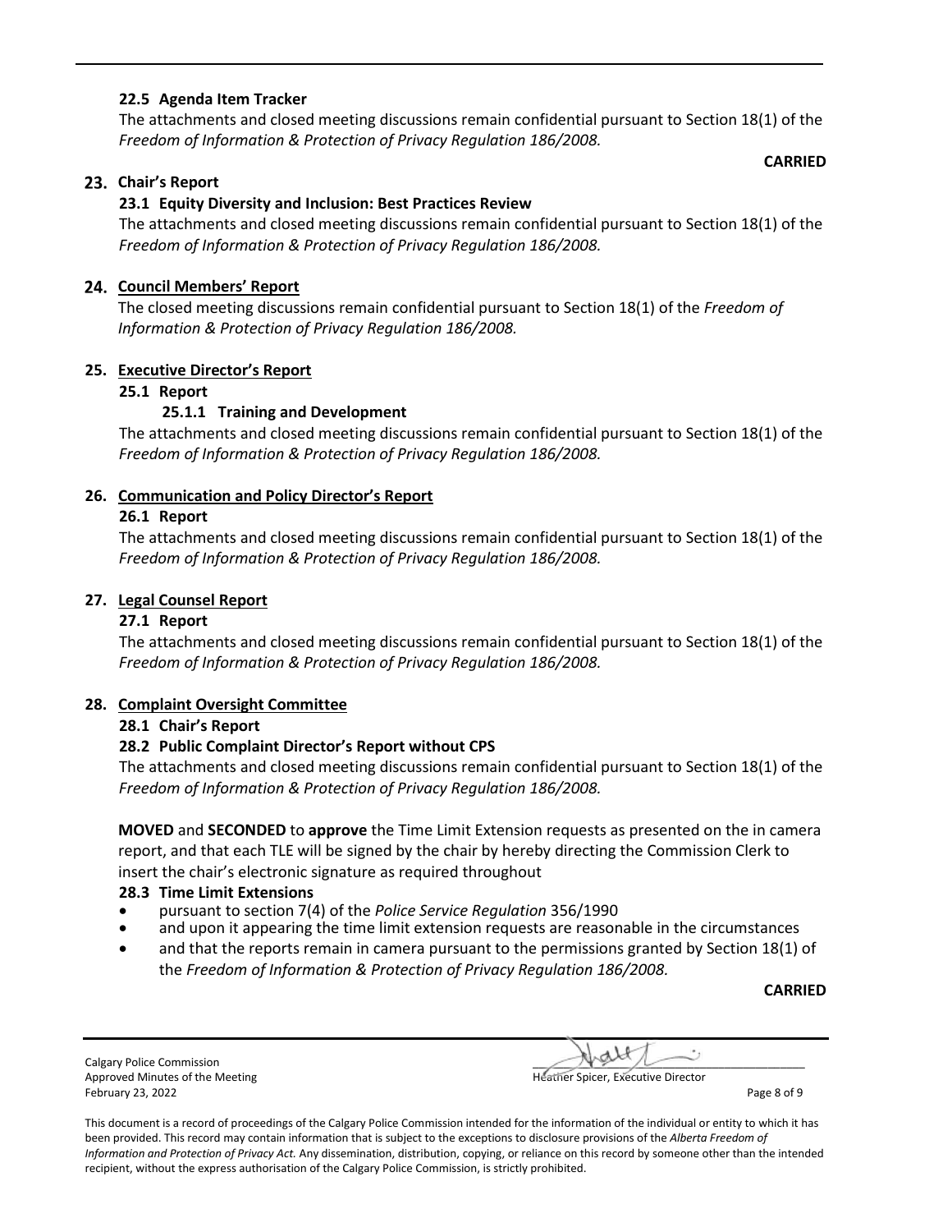### 22.5 Agenda Item Tracker

The attachments and closed meeting discussions remain confidential pursuant to Section 18(1) of the *Freedom of Information & Protection of Privacy Regulation 186/2008.*

**CARRIED**

## 23. Chair's Report

### 23.1 Equity Diversity and Inclusion: Best Practices Review

The attachments and closed meeting discussions remain confidential pursuant to Section 18(1) of the *Freedom of Information & Protection of Privacy Regulation 186/2008.*

## 24. Council Members' Report

The closed meeting discussions remain confidential pursuant to Section 18(1) of the *Freedom of Information & Protection of Privacy Regulation 186/2008.*

## 25. Executive Director's Report

### 25.1 Report

#### 25.1.1 Training and Development

The attachments and closed meeting discussions remain confidential pursuant to Section 18(1) of the *Freedom of Information & Protection of Privacy Regulation 186/2008.*

## 26. Communication and Policy Director's Report

### 26.1 Report

The attachments and closed meeting discussions remain confidential pursuant to Section 18(1) of the *Freedom of Information & Protection of Privacy Regulation 186/2008.*

## 27. Legal Counsel Report

### 27.1 Report

The attachments and closed meeting discussions remain confidential pursuant to Section 18(1) of the *Freedom of Information & Protection of Privacy Regulation 186/2008.*

## 28. Complaint Oversight Committee

### 28.1 Chair's Report

### 28.2 Public Complaint Director's Report without CPS

The attachments and closed meeting discussions remain confidential pursuant to Section 18(1) of the *Freedom of Information & Protection of Privacy Regulation 186/2008.*

**MOVED** and **SECONDED** to **approve** the Time Limit Extension requests as presented on the in camera report, and that each TLE will be signed by the chair by hereby directing the Commission Clerk to insert the chair's electronic signature as required throughout

### 28.3 Time Limit Extensions

- pursuant to section 7(4) of the *Police Service Regulation* 356/1990
- and upon it appearing the time limit extension requests are reasonable in the circumstances
- and that the reports remain in camera pursuant to the permissions granted by Section 18(1) of the *Freedom of Information & Protection of Privacy Regulation 186/2008.*

**CARRIED**

Calgary Police Commission
Approved Minutes of the Meeting
February 23, 2022

Heather Spicer, Executive Director

This document is a record of proceedings of the Calgary Police Commission intended for the information of the individual or entity to which it has been provided. This record may contain information that is subject to the exceptions to disclosure provisions of the *Alberta Freedom of Information and Protection of Privacy Act.* Any dissemination, distribution, copying, or reliance on this record by someone other than the intended recipient, without the express authorisation of the Calgary Police Commission, is strictly prohibited.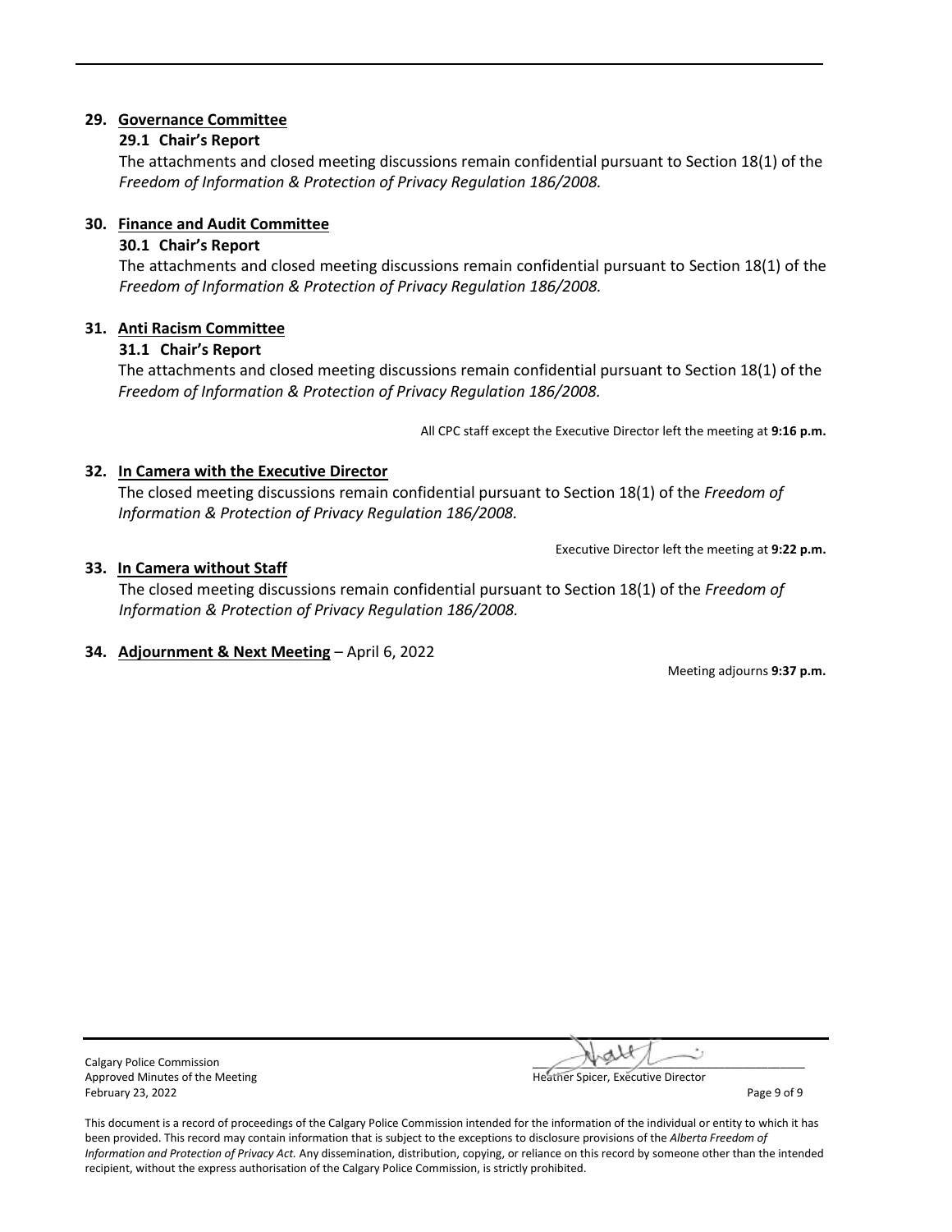**29. Governance Committee**

**29.1 Chair's Report**

The attachments and closed meeting discussions remain confidential pursuant to Section 18(1) of the *Freedom of Information & Protection of Privacy Regulation 186/2008.*

**30. Finance and Audit Committee**

**30.1 Chair's Report**

The attachments and closed meeting discussions remain confidential pursuant to Section 18(1) of the *Freedom of Information & Protection of Privacy Regulation 186/2008.*

**31. Anti Racism Committee**

**31.1 Chair's Report**

The attachments and closed meeting discussions remain confidential pursuant to Section 18(1) of the *Freedom of Information & Protection of Privacy Regulation 186/2008.*

All CPC staff except the Executive Director left the meeting at **9:16 p.m.**

**32. In Camera with the Executive Director**

The closed meeting discussions remain confidential pursuant to Section 18(1) of the *Freedom of Information & Protection of Privacy Regulation 186/2008.*

Executive Director left the meeting at **9:22 p.m.**

**33. In Camera without Staff**

The closed meeting discussions remain confidential pursuant to Section 18(1) of the *Freedom of Information & Protection of Privacy Regulation 186/2008.*

**34. Adjournment & Next Meeting** – April 6, 2022

Meeting adjourns **9:37 p.m.**

Calgary Police Commission
Approved Minutes of the Meeting
February 23, 2022

Heather Spicer, Executive Director

This document is a record of proceedings of the Calgary Police Commission intended for the information of the individual or entity to which it has been provided. This record may contain information that is subject to the exceptions to disclosure provisions of the *Alberta Freedom of Information and Protection of Privacy Act.* Any dissemination, distribution, copying, or reliance on this record by someone other than the intended recipient, without the express authorisation of the Calgary Police Commission, is strictly prohibited.